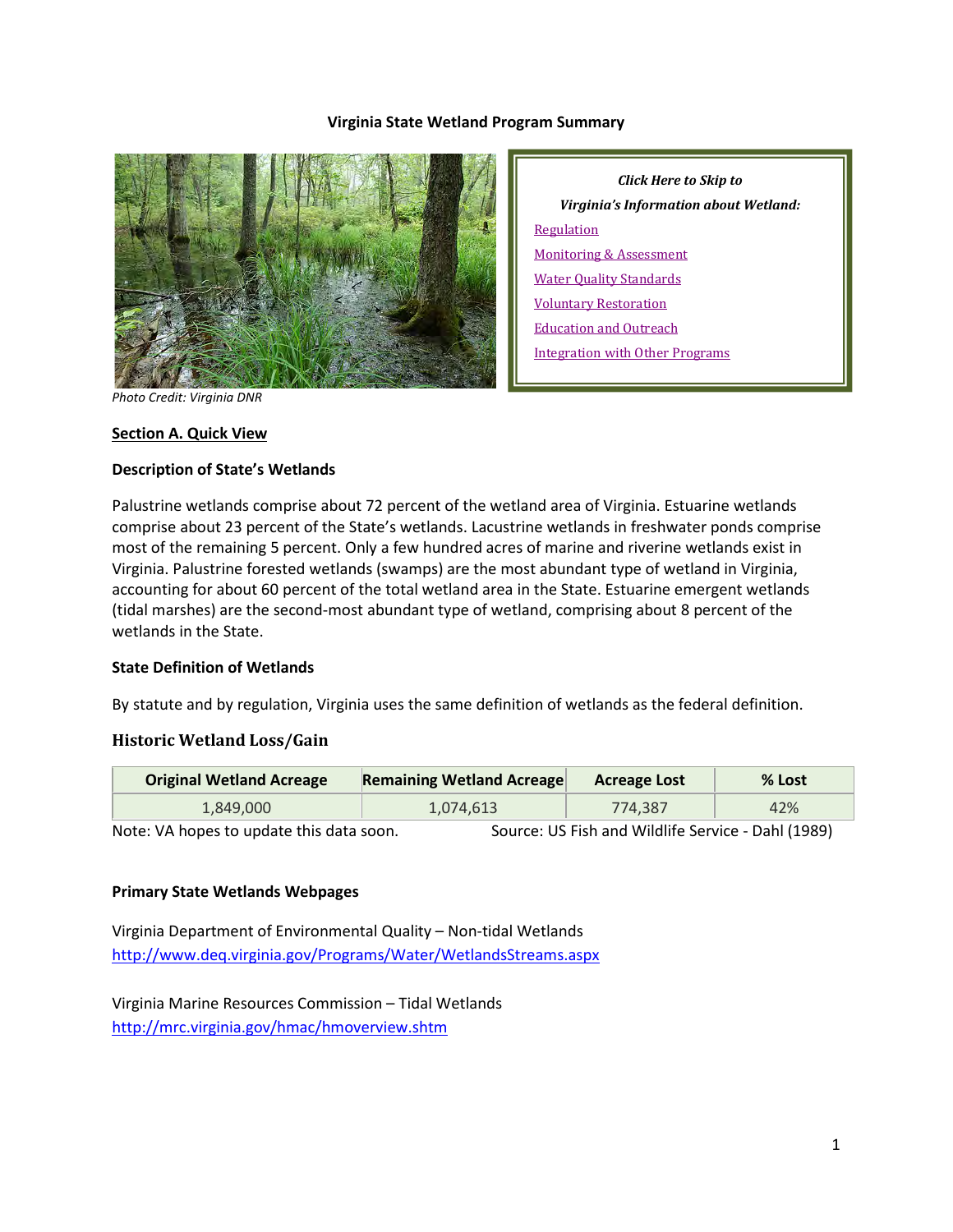# Virginia State Wetland Program Summary

Photo Credit: Virginia DNR

*Click Here to Skip to*
*Virginia's Information about Wetland:*

[Regulation]
[Monitoring & Assessment]
[Water Quality Standards]
[Voluntary Restoration]
[Education and Outreach]
[Integration with Other Programs]

## Section A. Quick View

### Description of State's Wetlands

Palustrine wetlands comprise about 72 percent of the wetland area of Virginia. Estuarine wetlands comprise about 23 percent of the State's wetlands. Lacustrine wetlands in freshwater ponds comprise most of the remaining 5 percent. Only a few hundred acres of marine and riverine wetlands exist in Virginia. Palustrine forested wetlands (swamps) are the most abundant type of wetland in Virginia, accounting for about 60 percent of the total wetland area in the State. Estuarine emergent wetlands (tidal marshes) are the second-most abundant type of wetland, comprising about 8 percent of the wetlands in the State.

### State Definition of Wetlands

By statute and by regulation, Virginia uses the same definition of wetlands as the federal definition.

### Historic Wetland Loss/Gain

| Original Wetland Acreage | Remaining Wetland Acreage | Acreage Lost | % Lost |
|---|---|---|---|
| 1,849,000 | 1,074,613 | 774,387 | 42% |

Note: VA hopes to update this data soon. Source: US Fish and Wildlife Service - Dahl (1989)

### Primary State Wetlands Webpages

Virginia Department of Environmental Quality – Non-tidal Wetlands
http://www.deq.virginia.gov/Programs/Water/WetlandsStreams.aspx

Virginia Marine Resources Commission – Tidal Wetlands
http://mrc.virginia.gov/hmac/hmoverview.shtm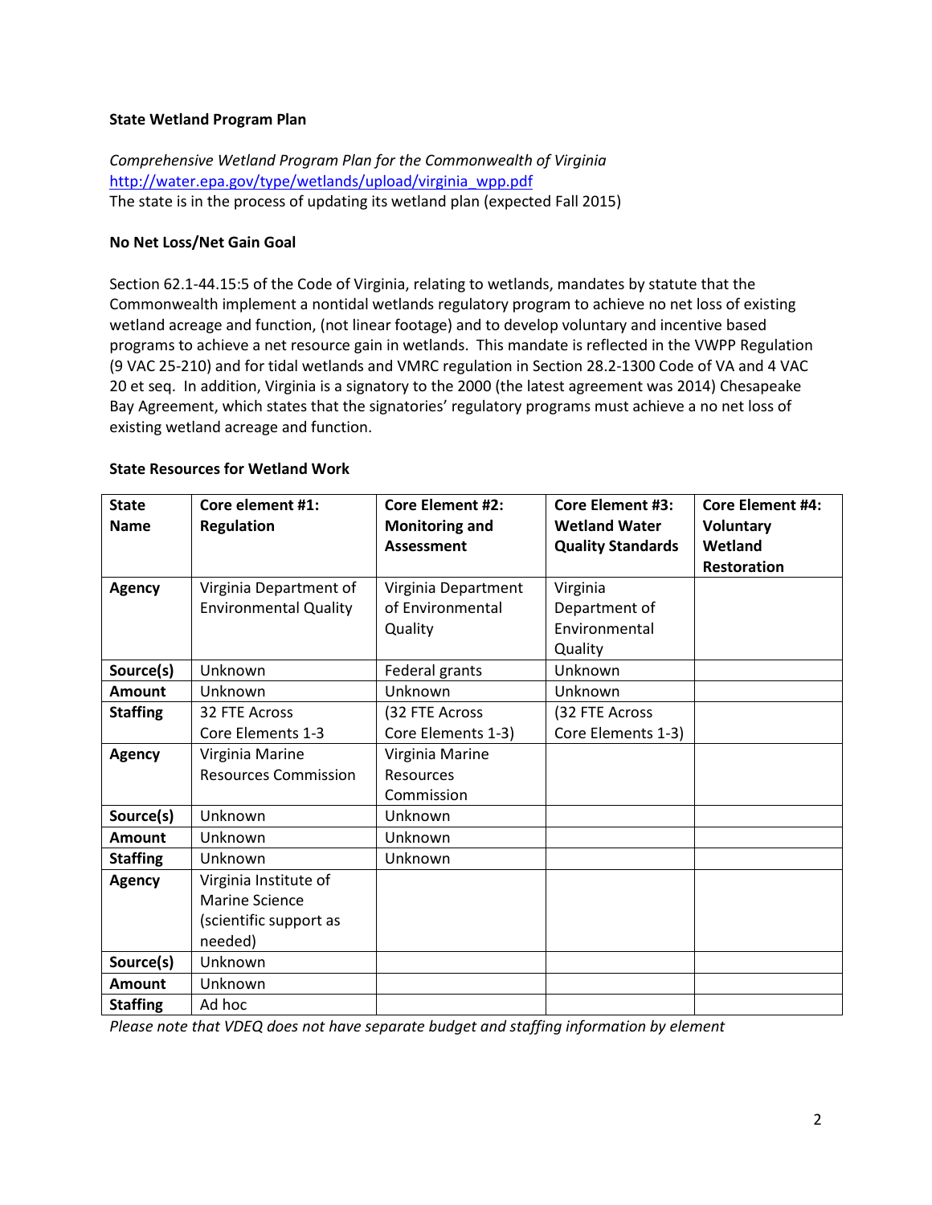### State Wetland Program Plan

*Comprehensive Wetland Program Plan for the Commonwealth of Virginia*
[http://water.epa.gov/type/wetlands/upload/virginia_wpp.pdf](http://water.epa.gov/type/wetlands/upload/virginia_wpp.pdf)
The state is in the process of updating its wetland plan (expected Fall 2015)

### No Net Loss/Net Gain Goal

Section 62.1-44.15:5 of the Code of Virginia, relating to wetlands, mandates by statute that the Commonwealth implement a nontidal wetlands regulatory program to achieve no net loss of existing wetland acreage and function, (not linear footage) and to develop voluntary and incentive based programs to achieve a net resource gain in wetlands. This mandate is reflected in the VWPP Regulation (9 VAC 25-210) and for tidal wetlands and VMRC regulation in Section 28.2-1300 Code of VA and 4 VAC 20 et seq. In addition, Virginia is a signatory to the 2000 (the latest agreement was 2014) Chesapeake Bay Agreement, which states that the signatories' regulatory programs must achieve a no net loss of existing wetland acreage and function.

### State Resources for Wetland Work

| State Name | Core element #1: Regulation | Core Element #2: Monitoring and Assessment | Core Element #3: Wetland Water Quality Standards | Core Element #4: Voluntary Wetland Restoration |
|---|---|---|---|---|
| **Agency** | Virginia Department of Environmental Quality | Virginia Department of Environmental Quality | Virginia Department of Environmental Quality | |
| **Source(s)** | Unknown | Federal grants | Unknown | |
| **Amount** | Unknown | Unknown | Unknown | |
| **Staffing** | 32 FTE Across Core Elements 1-3 | (32 FTE Across Core Elements 1-3) | (32 FTE Across Core Elements 1-3) | |
| **Agency** | Virginia Marine Resources Commission | Virginia Marine Resources Commission | | |
| **Source(s)** | Unknown | Unknown | | |
| **Amount** | Unknown | Unknown | | |
| **Staffing** | Unknown | Unknown | | |
| **Agency** | Virginia Institute of Marine Science (scientific support as needed) | | | |
| **Source(s)** | Unknown | | | |
| **Amount** | Unknown | | | |
| **Staffing** | Ad hoc | | | |

*Please note that VDEQ does not have separate budget and staffing information by element*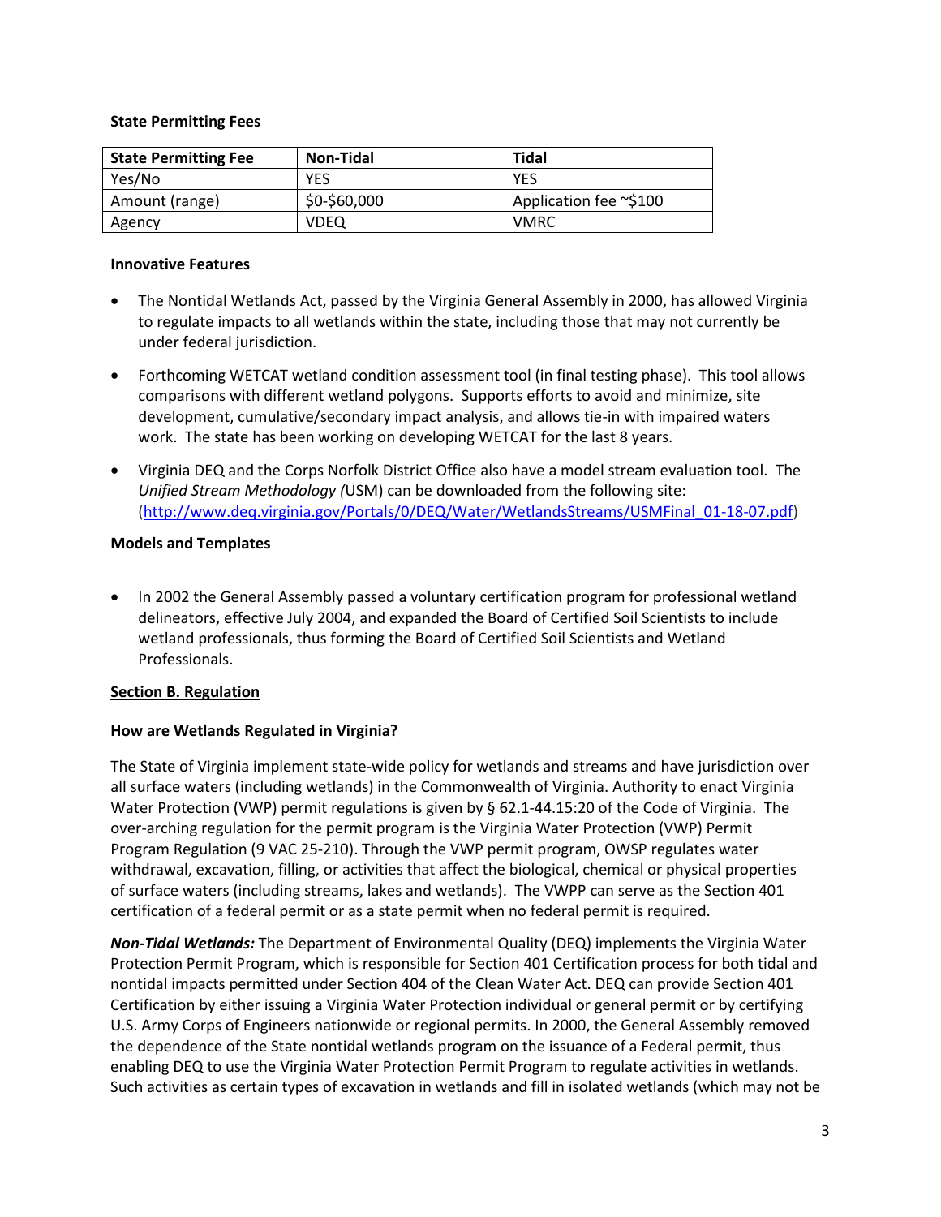**State Permitting Fees**

| State Permitting Fee | Non-Tidal | Tidal |
|---|---|---|
| Yes/No | YES | YES |
| Amount (range) | $0-$60,000 | Application fee ~$100 |
| Agency | VDEQ | VMRC |

**Innovative Features**

- The Nontidal Wetlands Act, passed by the Virginia General Assembly in 2000, has allowed Virginia to regulate impacts to all wetlands within the state, including those that may not currently be under federal jurisdiction.
- Forthcoming WETCAT wetland condition assessment tool (in final testing phase). This tool allows comparisons with different wetland polygons. Supports efforts to avoid and minimize, site development, cumulative/secondary impact analysis, and allows tie-in with impaired waters work. The state has been working on developing WETCAT for the last 8 years.
- Virginia DEQ and the Corps Norfolk District Office also have a model stream evaluation tool. The *Unified Stream Methodology (*USM) can be downloaded from the following site: (http://www.deq.virginia.gov/Portals/0/DEQ/Water/WetlandsStreams/USMFinal_01-18-07.pdf)

**Models and Templates**

- In 2002 the General Assembly passed a voluntary certification program for professional wetland delineators, effective July 2004, and expanded the Board of Certified Soil Scientists to include wetland professionals, thus forming the Board of Certified Soil Scientists and Wetland Professionals.

## Section B. Regulation

**How are Wetlands Regulated in Virginia?**

The State of Virginia implement state-wide policy for wetlands and streams and have jurisdiction over all surface waters (including wetlands) in the Commonwealth of Virginia. Authority to enact Virginia Water Protection (VWP) permit regulations is given by § 62.1-44.15:20 of the Code of Virginia. The over-arching regulation for the permit program is the Virginia Water Protection (VWP) Permit Program Regulation (9 VAC 25-210). Through the VWP permit program, OWSP regulates water withdrawal, excavation, filling, or activities that affect the biological, chemical or physical properties of surface waters (including streams, lakes and wetlands). The VWPP can serve as the Section 401 certification of a federal permit or as a state permit when no federal permit is required.

***Non-Tidal Wetlands:*** The Department of Environmental Quality (DEQ) implements the Virginia Water Protection Permit Program, which is responsible for Section 401 Certification process for both tidal and nontidal impacts permitted under Section 404 of the Clean Water Act. DEQ can provide Section 401 Certification by either issuing a Virginia Water Protection individual or general permit or by certifying U.S. Army Corps of Engineers nationwide or regional permits. In 2000, the General Assembly removed the dependence of the State nontidal wetlands program on the issuance of a Federal permit, thus enabling DEQ to use the Virginia Water Protection Permit Program to regulate activities in wetlands. Such activities as certain types of excavation in wetlands and fill in isolated wetlands (which may not be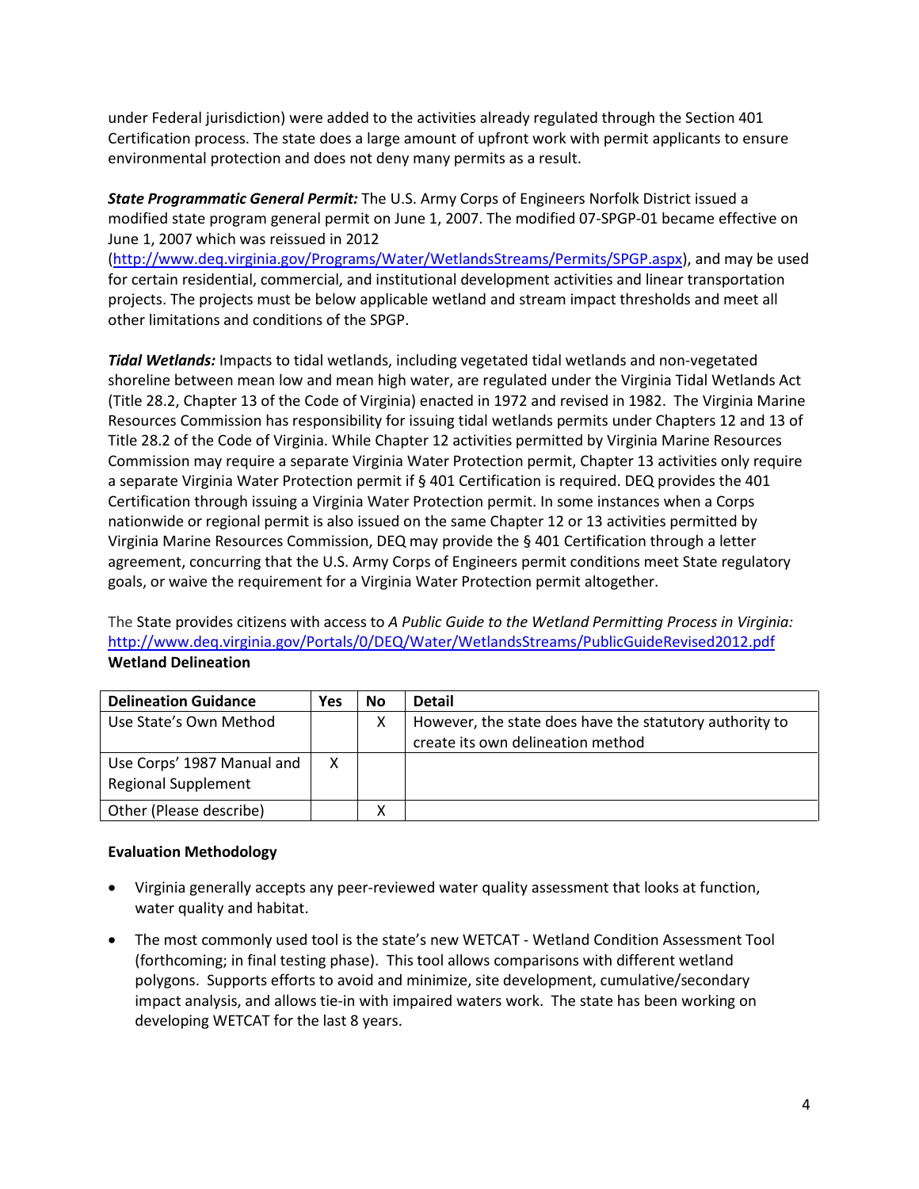under Federal jurisdiction) were added to the activities already regulated through the Section 401 Certification process. The state does a large amount of upfront work with permit applicants to ensure environmental protection and does not deny many permits as a result.

***State Programmatic General Permit:*** The U.S. Army Corps of Engineers Norfolk District issued a modified state program general permit on June 1, 2007. The modified 07-SPGP-01 became effective on June 1, 2007 which was reissued in 2012 (http://www.deq.virginia.gov/Programs/Water/WetlandsStreams/Permits/SPGP.aspx), and may be used for certain residential, commercial, and institutional development activities and linear transportation projects. The projects must be below applicable wetland and stream impact thresholds and meet all other limitations and conditions of the SPGP.

***Tidal Wetlands:*** Impacts to tidal wetlands, including vegetated tidal wetlands and non-vegetated shoreline between mean low and mean high water, are regulated under the Virginia Tidal Wetlands Act (Title 28.2, Chapter 13 of the Code of Virginia) enacted in 1972 and revised in 1982. The Virginia Marine Resources Commission has responsibility for issuing tidal wetlands permits under Chapters 12 and 13 of Title 28.2 of the Code of Virginia. While Chapter 12 activities permitted by Virginia Marine Resources Commission may require a separate Virginia Water Protection permit, Chapter 13 activities only require a separate Virginia Water Protection permit if § 401 Certification is required. DEQ provides the 401 Certification through issuing a Virginia Water Protection permit. In some instances when a Corps nationwide or regional permit is also issued on the same Chapter 12 or 13 activities permitted by Virginia Marine Resources Commission, DEQ may provide the § 401 Certification through a letter agreement, concurring that the U.S. Army Corps of Engineers permit conditions meet State regulatory goals, or waive the requirement for a Virginia Water Protection permit altogether.

The State provides citizens with access to *A Public Guide to the Wetland Permitting Process in Virginia:* http://www.deq.virginia.gov/Portals/0/DEQ/Water/WetlandsStreams/PublicGuideRevised2012.pdf

**Wetland Delineation**

| Delineation Guidance | Yes | No | Detail |
|---|---|---|---|
| Use State's Own Method | | X | However, the state does have the statutory authority to create its own delineation method |
| Use Corps' 1987 Manual and Regional Supplement | X | | |
| Other (Please describe) | | X | |

**Evaluation Methodology**

- Virginia generally accepts any peer-reviewed water quality assessment that looks at function, water quality and habitat.
- The most commonly used tool is the state's new WETCAT - Wetland Condition Assessment Tool (forthcoming; in final testing phase). This tool allows comparisons with different wetland polygons. Supports efforts to avoid and minimize, site development, cumulative/secondary impact analysis, and allows tie-in with impaired waters work. The state has been working on developing WETCAT for the last 8 years.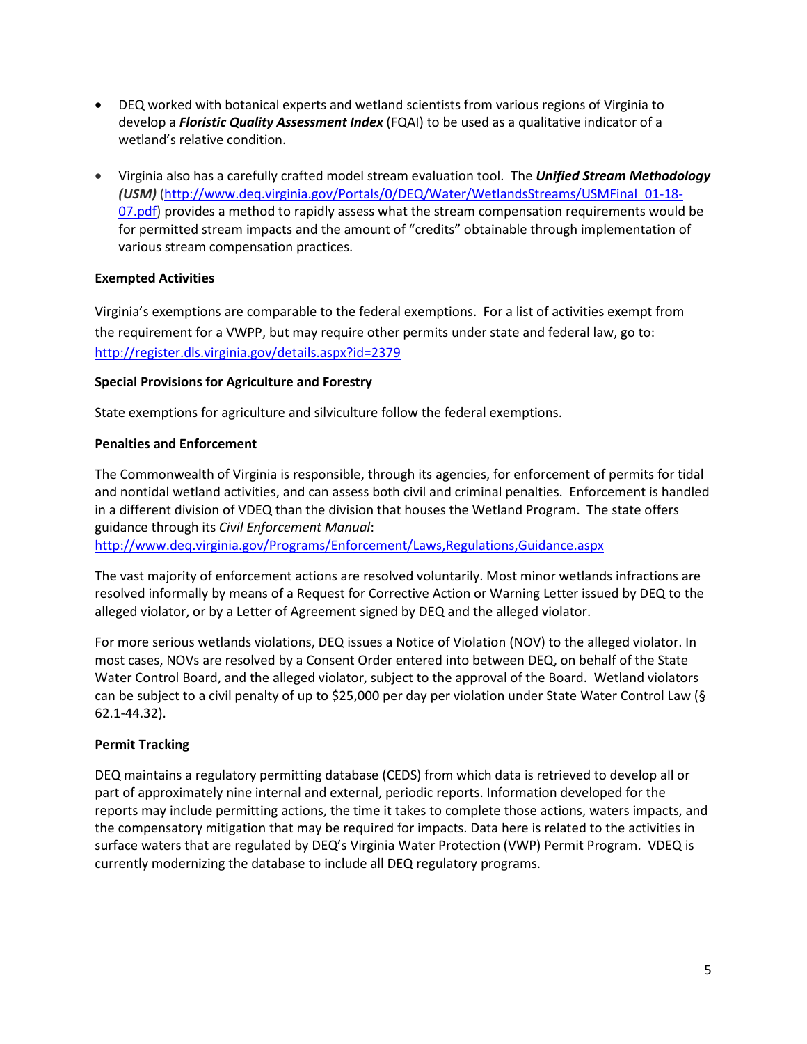- DEQ worked with botanical experts and wetland scientists from various regions of Virginia to develop a ***Floristic Quality Assessment Index*** (FQAI) to be used as a qualitative indicator of a wetland's relative condition.

- Virginia also has a carefully crafted model stream evaluation tool. The ***Unified Stream Methodology (USM)*** (http://www.deq.virginia.gov/Portals/0/DEQ/Water/WetlandsStreams/USMFinal_01-18-07.pdf) provides a method to rapidly assess what the stream compensation requirements would be for permitted stream impacts and the amount of "credits" obtainable through implementation of various stream compensation practices.

**Exempted Activities**

Virginia's exemptions are comparable to the federal exemptions. For a list of activities exempt from the requirement for a VWPP, but may require other permits under state and federal law, go to: http://register.dls.virginia.gov/details.aspx?id=2379

**Special Provisions for Agriculture and Forestry**

State exemptions for agriculture and silviculture follow the federal exemptions.

**Penalties and Enforcement**

The Commonwealth of Virginia is responsible, through its agencies, for enforcement of permits for tidal and nontidal wetland activities, and can assess both civil and criminal penalties. Enforcement is handled in a different division of VDEQ than the division that houses the Wetland Program. The state offers guidance through its *Civil Enforcement Manual*: http://www.deq.virginia.gov/Programs/Enforcement/Laws,Regulations,Guidance.aspx

The vast majority of enforcement actions are resolved voluntarily. Most minor wetlands infractions are resolved informally by means of a Request for Corrective Action or Warning Letter issued by DEQ to the alleged violator, or by a Letter of Agreement signed by DEQ and the alleged violator.

For more serious wetlands violations, DEQ issues a Notice of Violation (NOV) to the alleged violator. In most cases, NOVs are resolved by a Consent Order entered into between DEQ, on behalf of the State Water Control Board, and the alleged violator, subject to the approval of the Board. Wetland violators can be subject to a civil penalty of up to $25,000 per day per violation under State Water Control Law (§ 62.1-44.32).

**Permit Tracking**

DEQ maintains a regulatory permitting database (CEDS) from which data is retrieved to develop all or part of approximately nine internal and external, periodic reports. Information developed for the reports may include permitting actions, the time it takes to complete those actions, waters impacts, and the compensatory mitigation that may be required for impacts. Data here is related to the activities in surface waters that are regulated by DEQ's Virginia Water Protection (VWP) Permit Program. VDEQ is currently modernizing the database to include all DEQ regulatory programs.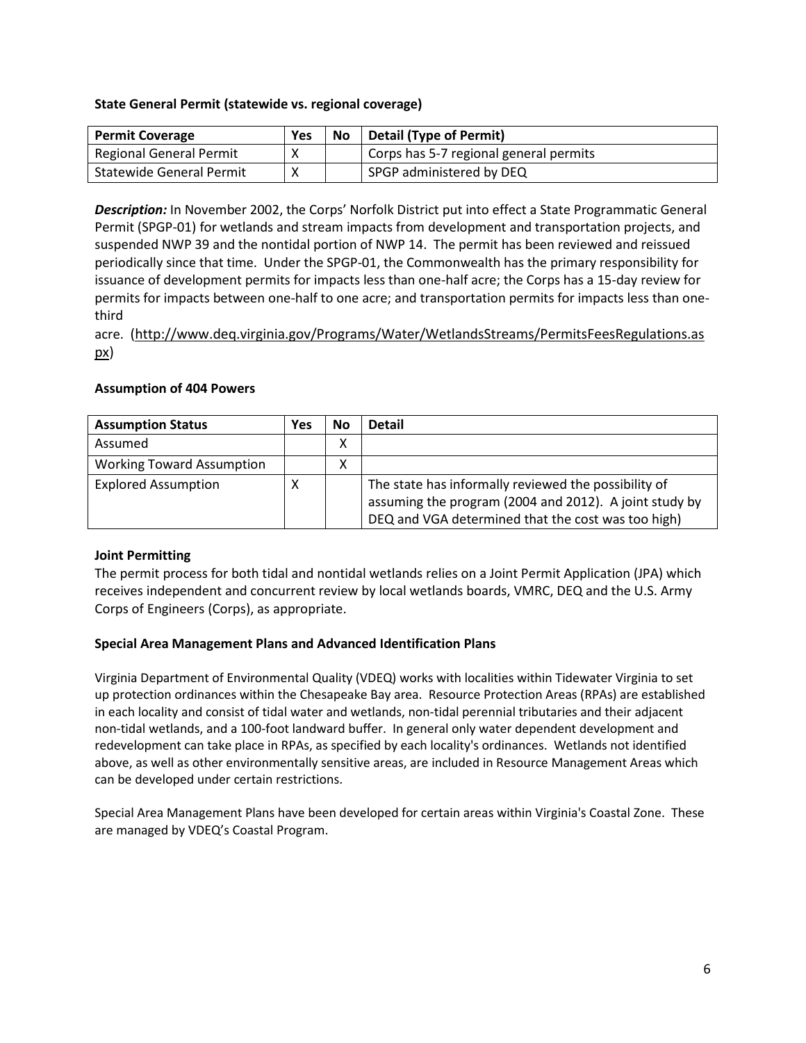**State General Permit (statewide vs. regional coverage)**

| Permit Coverage | Yes | No | Detail (Type of Permit) |
|---|---|---|---|
| Regional General Permit | X | | Corps has 5-7 regional general permits |
| Statewide General Permit | X | | SPGP administered by DEQ |

***Description:*** In November 2002, the Corps' Norfolk District put into effect a State Programmatic General Permit (SPGP-01) for wetlands and stream impacts from development and transportation projects, and suspended NWP 39 and the nontidal portion of NWP 14. The permit has been reviewed and reissued periodically since that time. Under the SPGP-01, the Commonwealth has the primary responsibility for issuance of development permits for impacts less than one-half acre; the Corps has a 15-day review for permits for impacts between one-half to one acre; and transportation permits for impacts less than one-third acre. (http://www.deq.virginia.gov/Programs/Water/WetlandsStreams/PermitsFeesRegulations.aspx)

**Assumption of 404 Powers**

| Assumption Status | Yes | No | Detail |
|---|---|---|---|
| Assumed | | X | |
| Working Toward Assumption | | X | |
| Explored Assumption | X | | The state has informally reviewed the possibility of assuming the program (2004 and 2012). A joint study by DEQ and VGA determined that the cost was too high) |

**Joint Permitting**

The permit process for both tidal and nontidal wetlands relies on a Joint Permit Application (JPA) which receives independent and concurrent review by local wetlands boards, VMRC, DEQ and the U.S. Army Corps of Engineers (Corps), as appropriate.

**Special Area Management Plans and Advanced Identification Plans**

Virginia Department of Environmental Quality (VDEQ) works with localities within Tidewater Virginia to set up protection ordinances within the Chesapeake Bay area. Resource Protection Areas (RPAs) are established in each locality and consist of tidal water and wetlands, non-tidal perennial tributaries and their adjacent non-tidal wetlands, and a 100-foot landward buffer. In general only water dependent development and redevelopment can take place in RPAs, as specified by each locality's ordinances. Wetlands not identified above, as well as other environmentally sensitive areas, are included in Resource Management Areas which can be developed under certain restrictions.

Special Area Management Plans have been developed for certain areas within Virginia's Coastal Zone. These are managed by VDEQ's Coastal Program.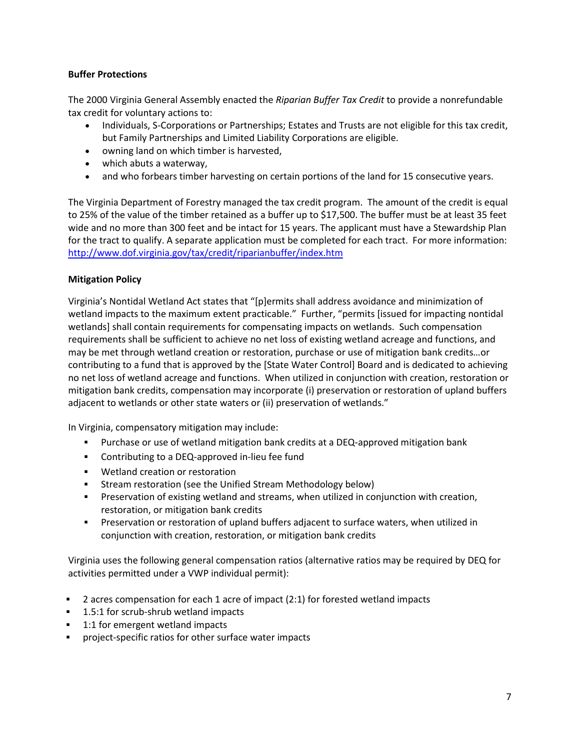**Buffer Protections**

The 2000 Virginia General Assembly enacted the *Riparian Buffer Tax Credit* to provide a nonrefundable tax credit for voluntary actions to:

- Individuals, S-Corporations or Partnerships; Estates and Trusts are not eligible for this tax credit, but Family Partnerships and Limited Liability Corporations are eligible.
- owning land on which timber is harvested,
- which abuts a waterway,
- and who forbears timber harvesting on certain portions of the land for 15 consecutive years.

The Virginia Department of Forestry managed the tax credit program. The amount of the credit is equal to 25% of the value of the timber retained as a buffer up to $17,500. The buffer must be at least 35 feet wide and no more than 300 feet and be intact for 15 years. The applicant must have a Stewardship Plan for the tract to qualify. A separate application must be completed for each tract. For more information: [http://www.dof.virginia.gov/tax/credit/riparianbuffer/index.htm](http://www.dof.virginia.gov/tax/credit/riparianbuffer/index.htm)

**Mitigation Policy**

Virginia's Nontidal Wetland Act states that "[p]ermits shall address avoidance and minimization of wetland impacts to the maximum extent practicable." Further, "permits [issued for impacting nontidal wetlands] shall contain requirements for compensating impacts on wetlands. Such compensation requirements shall be sufficient to achieve no net loss of existing wetland acreage and functions, and may be met through wetland creation or restoration, purchase or use of mitigation bank credits…or contributing to a fund that is approved by the [State Water Control] Board and is dedicated to achieving no net loss of wetland acreage and functions. When utilized in conjunction with creation, restoration or mitigation bank credits, compensation may incorporate (i) preservation or restoration of upland buffers adjacent to wetlands or other state waters or (ii) preservation of wetlands."

In Virginia, compensatory mitigation may include:

- Purchase or use of wetland mitigation bank credits at a DEQ-approved mitigation bank
- Contributing to a DEQ-approved in-lieu fee fund
- Wetland creation or restoration
- Stream restoration (see the Unified Stream Methodology below)
- Preservation of existing wetland and streams, when utilized in conjunction with creation, restoration, or mitigation bank credits
- Preservation or restoration of upland buffers adjacent to surface waters, when utilized in conjunction with creation, restoration, or mitigation bank credits

Virginia uses the following general compensation ratios (alternative ratios may be required by DEQ for activities permitted under a VWP individual permit):

- 2 acres compensation for each 1 acre of impact (2:1) for forested wetland impacts
- 1.5:1 for scrub-shrub wetland impacts
- 1:1 for emergent wetland impacts
- project-specific ratios for other surface water impacts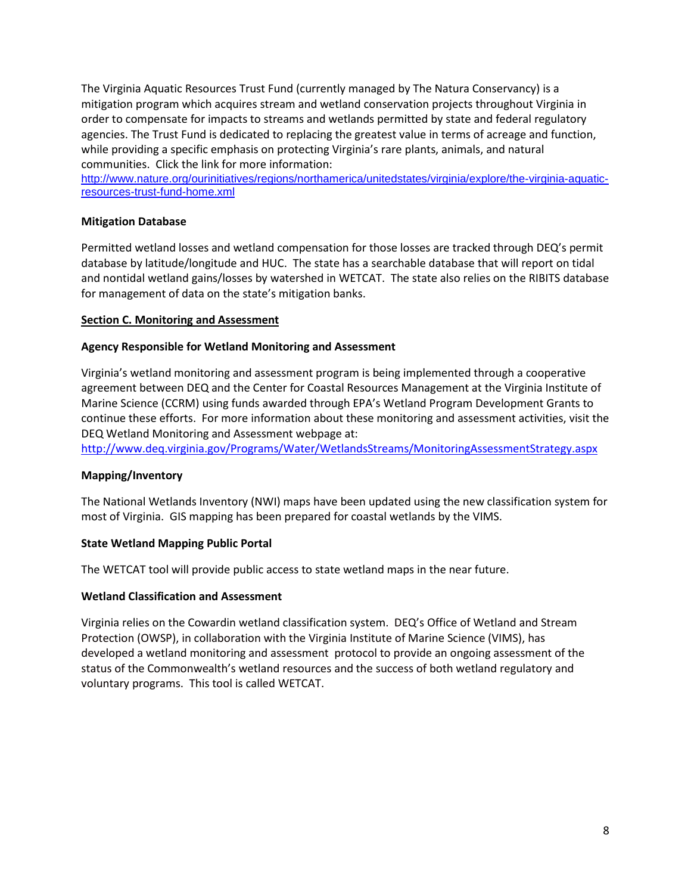The Virginia Aquatic Resources Trust Fund (currently managed by The Natura Conservancy) is a mitigation program which acquires stream and wetland conservation projects throughout Virginia in order to compensate for impacts to streams and wetlands permitted by state and federal regulatory agencies. The Trust Fund is dedicated to replacing the greatest value in terms of acreage and function, while providing a specific emphasis on protecting Virginia's rare plants, animals, and natural communities. Click the link for more information: http://www.nature.org/ourinitiatives/regions/northamerica/unitedstates/virginia/explore/the-virginia-aquatic-resources-trust-fund-home.xml

**Mitigation Database**

Permitted wetland losses and wetland compensation for those losses are tracked through DEQ's permit database by latitude/longitude and HUC. The state has a searchable database that will report on tidal and nontidal wetland gains/losses by watershed in WETCAT. The state also relies on the RIBITS database for management of data on the state's mitigation banks.

## Section C. Monitoring and Assessment

**Agency Responsible for Wetland Monitoring and Assessment**

Virginia's wetland monitoring and assessment program is being implemented through a cooperative agreement between DEQ and the Center for Coastal Resources Management at the Virginia Institute of Marine Science (CCRM) using funds awarded through EPA's Wetland Program Development Grants to continue these efforts. For more information about these monitoring and assessment activities, visit the DEQ Wetland Monitoring and Assessment webpage at: http://www.deq.virginia.gov/Programs/Water/WetlandsStreams/MonitoringAssessmentStrategy.aspx

**Mapping/Inventory**

The National Wetlands Inventory (NWI) maps have been updated using the new classification system for most of Virginia. GIS mapping has been prepared for coastal wetlands by the VIMS.

**State Wetland Mapping Public Portal**

The WETCAT tool will provide public access to state wetland maps in the near future.

**Wetland Classification and Assessment**

Virginia relies on the Cowardin wetland classification system. DEQ's Office of Wetland and Stream Protection (OWSP), in collaboration with the Virginia Institute of Marine Science (VIMS), has developed a wetland monitoring and assessment protocol to provide an ongoing assessment of the status of the Commonwealth's wetland resources and the success of both wetland regulatory and voluntary programs. This tool is called WETCAT.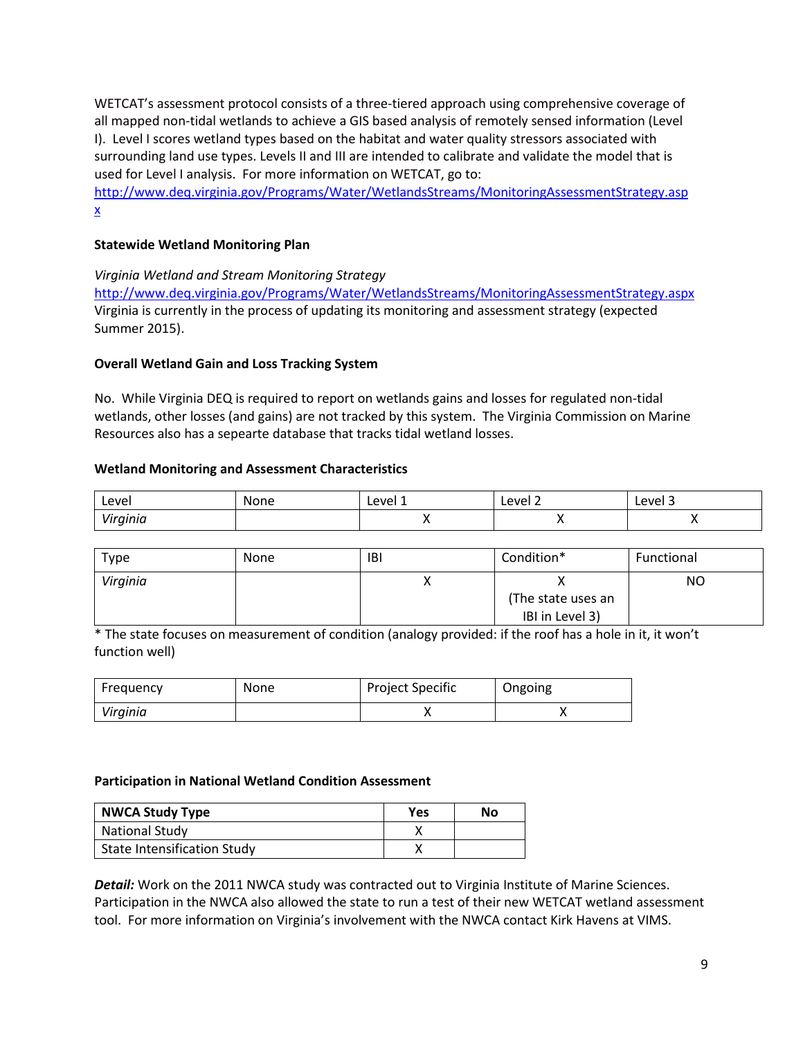WETCAT's assessment protocol consists of a three-tiered approach using comprehensive coverage of all mapped non-tidal wetlands to achieve a GIS based analysis of remotely sensed information (Level I). Level I scores wetland types based on the habitat and water quality stressors associated with surrounding land use types. Levels II and III are intended to calibrate and validate the model that is used for Level I analysis. For more information on WETCAT, go to: http://www.deq.virginia.gov/Programs/Water/WetlandsStreams/MonitoringAssessmentStrategy.aspx

**Statewide Wetland Monitoring Plan**

*Virginia Wetland and Stream Monitoring Strategy*
http://www.deq.virginia.gov/Programs/Water/WetlandsStreams/MonitoringAssessmentStrategy.aspx
Virginia is currently in the process of updating its monitoring and assessment strategy (expected Summer 2015).

**Overall Wetland Gain and Loss Tracking System**

No. While Virginia DEQ is required to report on wetlands gains and losses for regulated non-tidal wetlands, other losses (and gains) are not tracked by this system. The Virginia Commission on Marine Resources also has a sepearte database that tracks tidal wetland losses.

**Wetland Monitoring and Assessment Characteristics**

| Level | None | Level 1 | Level 2 | Level 3 |
|---|---|---|---|---|
| *Virginia* | | X | X | X |

| Type | None | IBI | Condition* | Functional |
|---|---|---|---|---|
| *Virginia* | | X | X (The state uses an IBI in Level 3) | NO |

\* The state focuses on measurement of condition (analogy provided: if the roof has a hole in it, it won't function well)

| Frequency | None | Project Specific | Ongoing |
|---|---|---|---|
| *Virginia* | | X | X |

**Participation in National Wetland Condition Assessment**

| NWCA Study Type | Yes | No |
|---|---|---|
| National Study | X | |
| State Intensification Study | X | |

***Detail:*** Work on the 2011 NWCA study was contracted out to Virginia Institute of Marine Sciences. Participation in the NWCA also allowed the state to run a test of their new WETCAT wetland assessment tool. For more information on Virginia's involvement with the NWCA contact Kirk Havens at VIMS.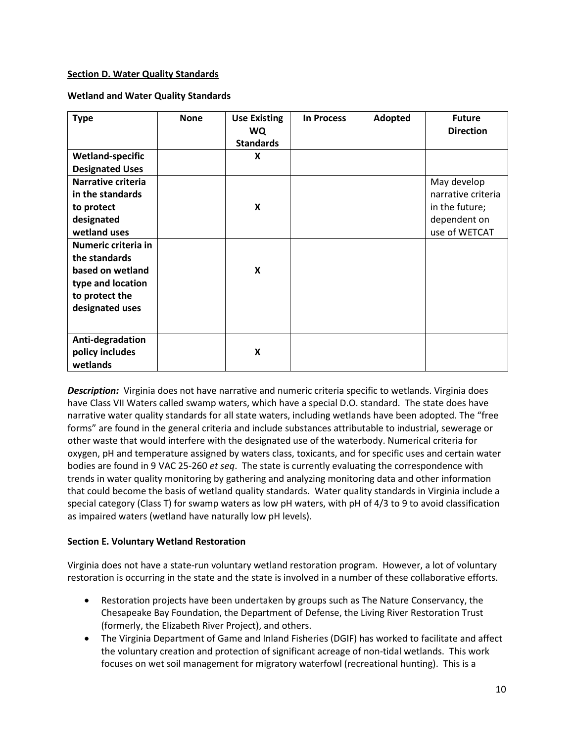**Section D. Water Quality Standards**

**Wetland and Water Quality Standards**

| Type | None | Use Existing WQ Standards | In Process | Adopted | Future Direction |
|---|---|---|---|---|---|
| **Wetland-specific Designated Uses** | | X | | | |
| **Narrative criteria in the standards to protect designated wetland uses** | | X | | | May develop narrative criteria in the future; dependent on use of WETCAT |
| **Numeric criteria in the standards based on wetland type and location to protect the designated uses** | | X | | | |
| **Anti-degradation policy includes wetlands** | | X | | | |

***Description:*** Virginia does not have narrative and numeric criteria specific to wetlands. Virginia does have Class VII Waters called swamp waters, which have a special D.O. standard. The state does have narrative water quality standards for all state waters, including wetlands have been adopted. The "free forms" are found in the general criteria and include substances attributable to industrial, sewerage or other waste that would interfere with the designated use of the waterbody. Numerical criteria for oxygen, pH and temperature assigned by waters class, toxicants, and for specific uses and certain water bodies are found in 9 VAC 25-260 *et seq*. The state is currently evaluating the correspondence with trends in water quality monitoring by gathering and analyzing monitoring data and other information that could become the basis of wetland quality standards. Water quality standards in Virginia include a special category (Class T) for swamp waters as low pH waters, with pH of 4/3 to 9 to avoid classification as impaired waters (wetland have naturally low pH levels).

**Section E. Voluntary Wetland Restoration**

Virginia does not have a state-run voluntary wetland restoration program. However, a lot of voluntary restoration is occurring in the state and the state is involved in a number of these collaborative efforts.

- Restoration projects have been undertaken by groups such as The Nature Conservancy, the Chesapeake Bay Foundation, the Department of Defense, the Living River Restoration Trust (formerly, the Elizabeth River Project), and others.
- The Virginia Department of Game and Inland Fisheries (DGIF) has worked to facilitate and affect the voluntary creation and protection of significant acreage of non-tidal wetlands. This work focuses on wet soil management for migratory waterfowl (recreational hunting). This is a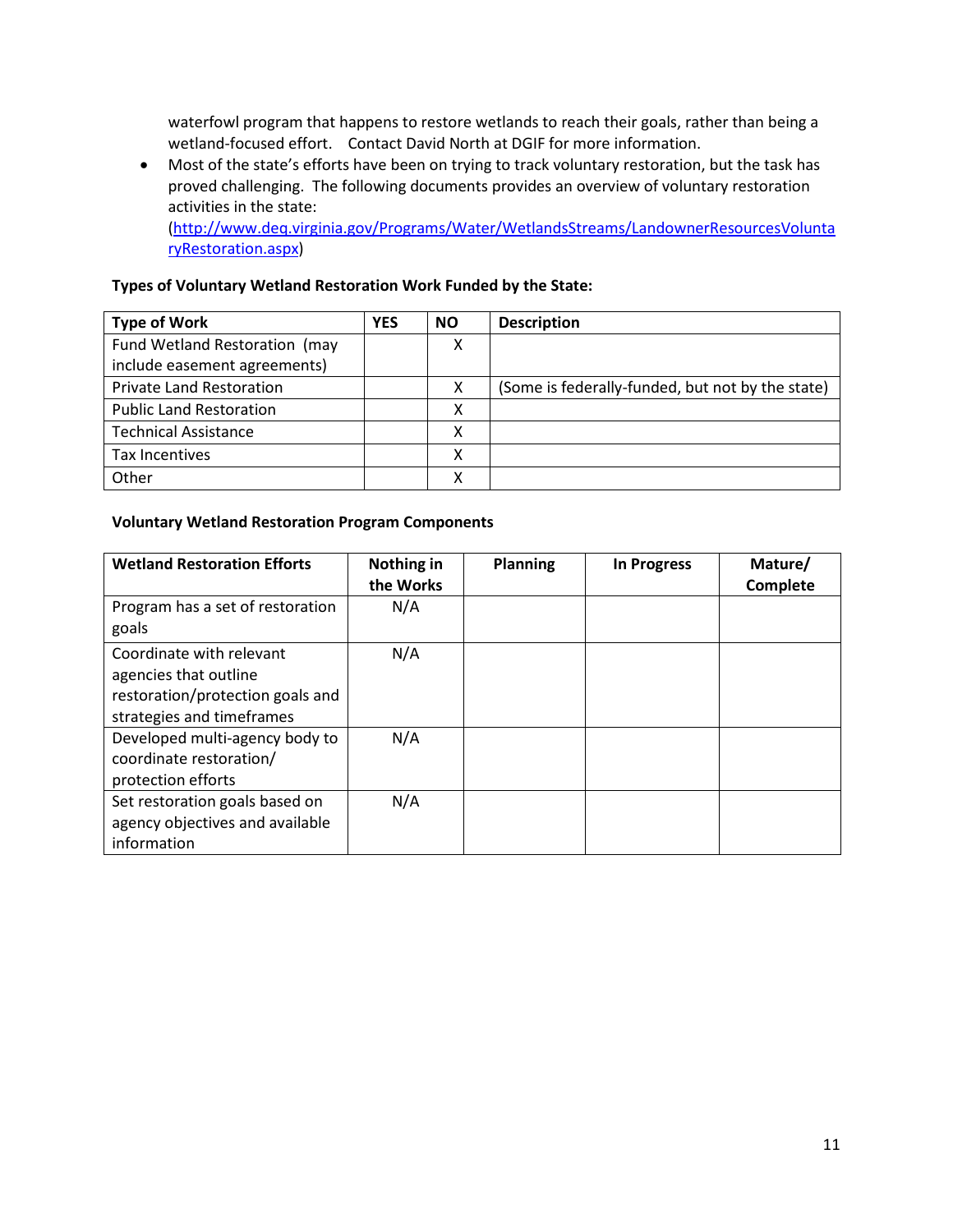waterfowl program that happens to restore wetlands to reach their goals, rather than being a wetland-focused effort. Contact David North at DGIF for more information.

- Most of the state's efforts have been on trying to track voluntary restoration, but the task has proved challenging. The following documents provides an overview of voluntary restoration activities in the state: (http://www.deq.virginia.gov/Programs/Water/WetlandsStreams/LandownerResourcesVoluntaryRestoration.aspx)

**Types of Voluntary Wetland Restoration Work Funded by the State:**

| Type of Work | YES | NO | Description |
|---|---|---|---|
| Fund Wetland Restoration (may include easement agreements) | | X | |
| Private Land Restoration | | X | (Some is federally-funded, but not by the state) |
| Public Land Restoration | | X | |
| Technical Assistance | | X | |
| Tax Incentives | | X | |
| Other | | X | |

**Voluntary Wetland Restoration Program Components**

| Wetland Restoration Efforts | Nothing in the Works | Planning | In Progress | Mature/ Complete |
|---|---|---|---|---|
| Program has a set of restoration goals | N/A | | | |
| Coordinate with relevant agencies that outline restoration/protection goals and strategies and timeframes | N/A | | | |
| Developed multi-agency body to coordinate restoration/ protection efforts | N/A | | | |
| Set restoration goals based on agency objectives and available information | N/A | | | |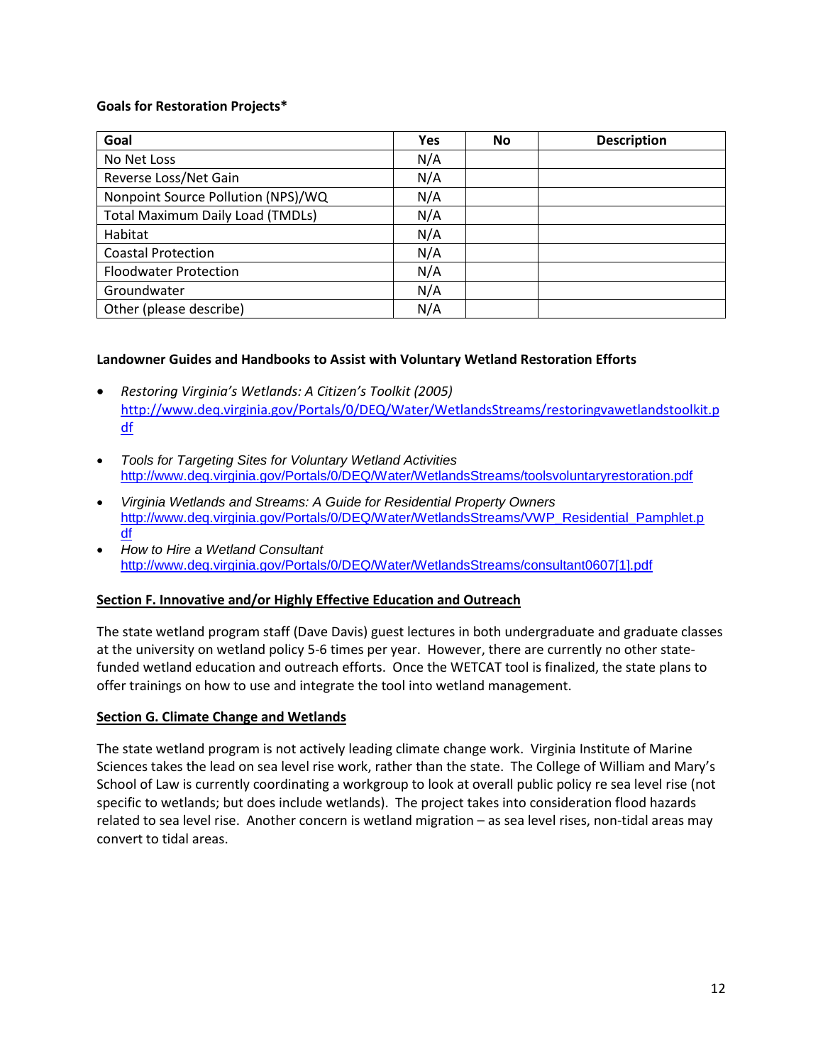**Goals for Restoration Projects***

| Goal | Yes | No | Description |
|---|---|---|---|
| No Net Loss | N/A | | |
| Reverse Loss/Net Gain | N/A | | |
| Nonpoint Source Pollution (NPS)/WQ | N/A | | |
| Total Maximum Daily Load (TMDLs) | N/A | | |
| Habitat | N/A | | |
| Coastal Protection | N/A | | |
| Floodwater Protection | N/A | | |
| Groundwater | N/A | | |
| Other (please describe) | N/A | | |

**Landowner Guides and Handbooks to Assist with Voluntary Wetland Restoration Efforts**

- *Restoring Virginia's Wetlands: A Citizen's Toolkit (2005)* http://www.deq.virginia.gov/Portals/0/DEQ/Water/WetlandsStreams/restoringvawetlandstoolkit.pdf
- *Tools for Targeting Sites for Voluntary Wetland Activities* http://www.deq.virginia.gov/Portals/0/DEQ/Water/WetlandsStreams/toolsvoluntaryrestoration.pdf
- *Virginia Wetlands and Streams: A Guide for Residential Property Owners* http://www.deq.virginia.gov/Portals/0/DEQ/Water/WetlandsStreams/VWP_Residential_Pamphlet.pdf
- *How to Hire a Wetland Consultant* http://www.deq.virginia.gov/Portals/0/DEQ/Water/WetlandsStreams/consultant0607[1].pdf

## Section F. Innovative and/or Highly Effective Education and Outreach

The state wetland program staff (Dave Davis) guest lectures in both undergraduate and graduate classes at the university on wetland policy 5-6 times per year. However, there are currently no other state-funded wetland education and outreach efforts. Once the WETCAT tool is finalized, the state plans to offer trainings on how to use and integrate the tool into wetland management.

## Section G. Climate Change and Wetlands

The state wetland program is not actively leading climate change work. Virginia Institute of Marine Sciences takes the lead on sea level rise work, rather than the state. The College of William and Mary's School of Law is currently coordinating a workgroup to look at overall public policy re sea level rise (not specific to wetlands; but does include wetlands). The project takes into consideration flood hazards related to sea level rise. Another concern is wetland migration – as sea level rises, non-tidal areas may convert to tidal areas.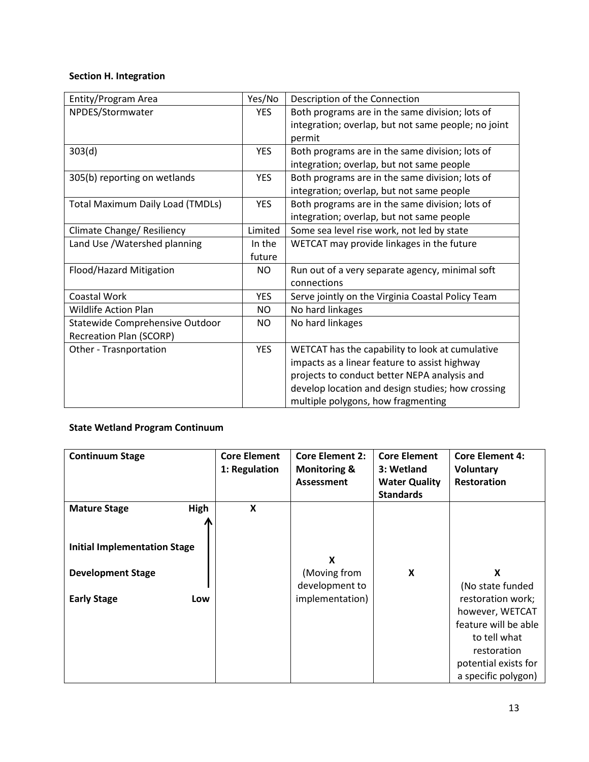**Section H. Integration**

| Entity/Program Area | Yes/No | Description of the Connection |
|---|---|---|
| NPDES/Stormwater | YES | Both programs are in the same division; lots of integration; overlap, but not same people; no joint permit |
| 303(d) | YES | Both programs are in the same division; lots of integration; overlap, but not same people |
| 305(b) reporting on wetlands | YES | Both programs are in the same division; lots of integration; overlap, but not same people |
| Total Maximum Daily Load (TMDLs) | YES | Both programs are in the same division; lots of integration; overlap, but not same people |
| Climate Change/ Resiliency | Limited | Some sea level rise work, not led by state |
| Land Use /Watershed planning | In the future | WETCAT may provide linkages in the future |
| Flood/Hazard Mitigation | NO | Run out of a very separate agency, minimal soft connections |
| Coastal Work | YES | Serve jointly on the Virginia Coastal Policy Team |
| Wildlife Action Plan | NO | No hard linkages |
| Statewide Comprehensive Outdoor Recreation Plan (SCORP) | NO | No hard linkages |
| Other - Trasnportation | YES | WETCAT has the capability to look at cumulative impacts as a linear feature to assist highway projects to conduct better NEPA analysis and develop location and design studies; how crossing multiple polygons, how fragmenting |

**State Wetland Program Continuum**

| Continuum Stage | Core Element 1: Regulation | Core Element 2: Monitoring & Assessment | Core Element 3: Wetland Water Quality Standards | Core Element 4: Voluntary Restoration |
|---|---|---|---|---|
| **Mature Stage** (High) | X | | | |
| **Initial Implementation Stage** | | X (Moving from development to implementation) | | |
| **Development Stage** | | | X | X (No state funded restoration work; however, WETCAT feature will be able to tell what restoration potential exists for a specific polygon) |
| **Early Stage** (Low) | | | | |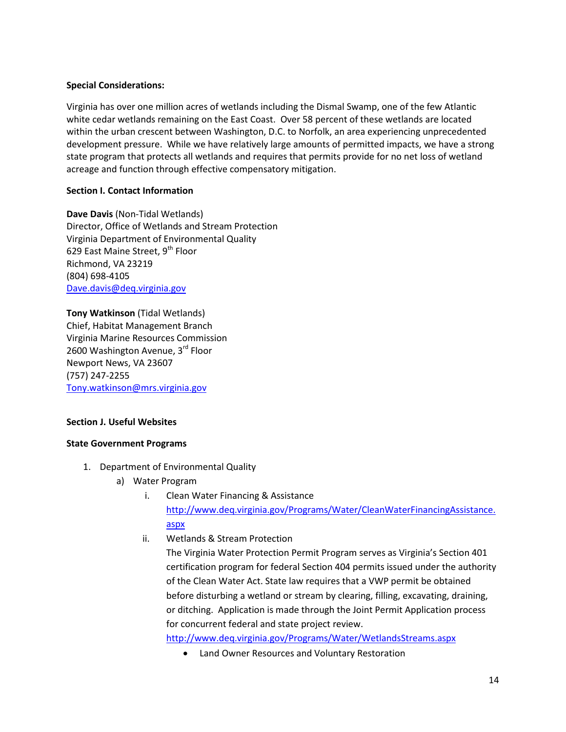**Special Considerations:**

Virginia has over one million acres of wetlands including the Dismal Swamp, one of the few Atlantic white cedar wetlands remaining on the East Coast. Over 58 percent of these wetlands are located within the urban crescent between Washington, D.C. to Norfolk, an area experiencing unprecedented development pressure. While we have relatively large amounts of permitted impacts, we have a strong state program that protects all wetlands and requires that permits provide for no net loss of wetland acreage and function through effective compensatory mitigation.

**Section I. Contact Information**

**Dave Davis** (Non-Tidal Wetlands)
Director, Office of Wetlands and Stream Protection
Virginia Department of Environmental Quality
629 East Maine Street, 9th Floor
Richmond, VA 23219
(804) 698-4105
Dave.davis@deq.virginia.gov

**Tony Watkinson** (Tidal Wetlands)
Chief, Habitat Management Branch
Virginia Marine Resources Commission
2600 Washington Avenue, 3rd Floor
Newport News, VA 23607
(757) 247-2255
Tony.watkinson@mrs.virginia.gov

**Section J. Useful Websites**

**State Government Programs**

1. Department of Environmental Quality
   a) Water Program
      i. Clean Water Financing & Assistance
         http://www.deq.virginia.gov/Programs/Water/CleanWaterFinancingAssistance.aspx
      ii. Wetlands & Stream Protection
         The Virginia Water Protection Permit Program serves as Virginia's Section 401 certification program for federal Section 404 permits issued under the authority of the Clean Water Act. State law requires that a VWP permit be obtained before disturbing a wetland or stream by clearing, filling, excavating, draining, or ditching. Application is made through the Joint Permit Application process for concurrent federal and state project review.
         http://www.deq.virginia.gov/Programs/Water/WetlandsStreams.aspx
         - Land Owner Resources and Voluntary Restoration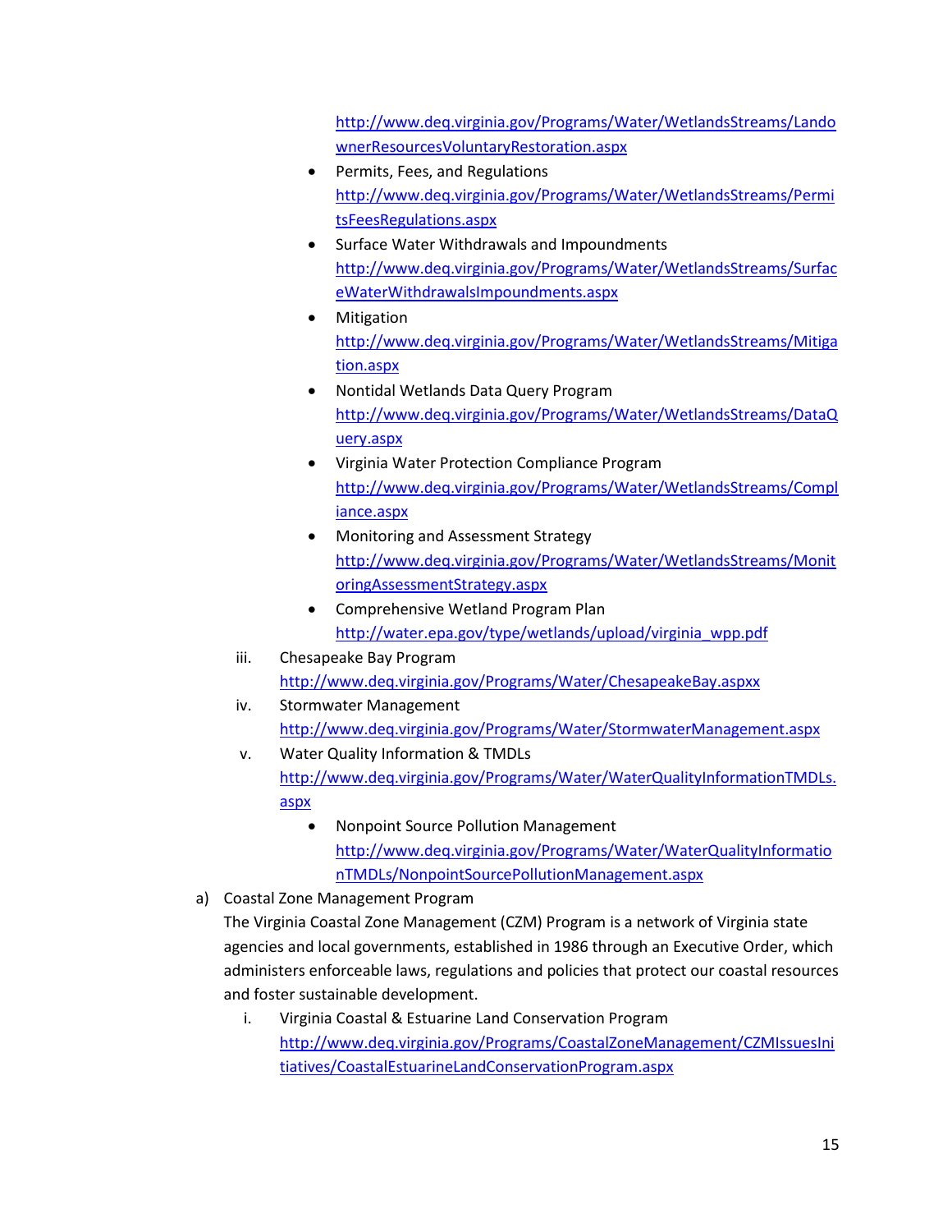http://www.deq.virginia.gov/Programs/Water/WetlandsStreams/LandownerResourcesVoluntaryRestoration.aspx

- Permits, Fees, and Regulations
  http://www.deq.virginia.gov/Programs/Water/WetlandsStreams/PermitsFeesRegulations.aspx
- Surface Water Withdrawals and Impoundments
  http://www.deq.virginia.gov/Programs/Water/WetlandsStreams/SurfaceWaterWithdrawalsImpoundments.aspx
- Mitigation
  http://www.deq.virginia.gov/Programs/Water/WetlandsStreams/Mitigation.aspx
- Nontidal Wetlands Data Query Program
  http://www.deq.virginia.gov/Programs/Water/WetlandsStreams/DataQuery.aspx
- Virginia Water Protection Compliance Program
  http://www.deq.virginia.gov/Programs/Water/WetlandsStreams/Compliance.aspx
- Monitoring and Assessment Strategy
  http://www.deq.virginia.gov/Programs/Water/WetlandsStreams/MonitoringAssessmentStrategy.aspx
- Comprehensive Wetland Program Plan
  http://water.epa.gov/type/wetlands/upload/virginia_wpp.pdf

iii. Chesapeake Bay Program
http://www.deq.virginia.gov/Programs/Water/ChesapeakeBay.aspxx

iv. Stormwater Management
http://www.deq.virginia.gov/Programs/Water/StormwaterManagement.aspx

v. Water Quality Information & TMDLs
http://www.deq.virginia.gov/Programs/Water/WaterQualityInformationTMDLs.aspx

- Nonpoint Source Pollution Management
  http://www.deq.virginia.gov/Programs/Water/WaterQualityInformationTMDLs/NonpointSourcePollutionManagement.aspx

a) Coastal Zone Management Program
The Virginia Coastal Zone Management (CZM) Program is a network of Virginia state agencies and local governments, established in 1986 through an Executive Order, which administers enforceable laws, regulations and policies that protect our coastal resources and foster sustainable development.

i. Virginia Coastal & Estuarine Land Conservation Program
http://www.deq.virginia.gov/Programs/CoastalZoneManagement/CZMIssuesInitiatives/CoastalEstuarineLandConservationProgram.aspx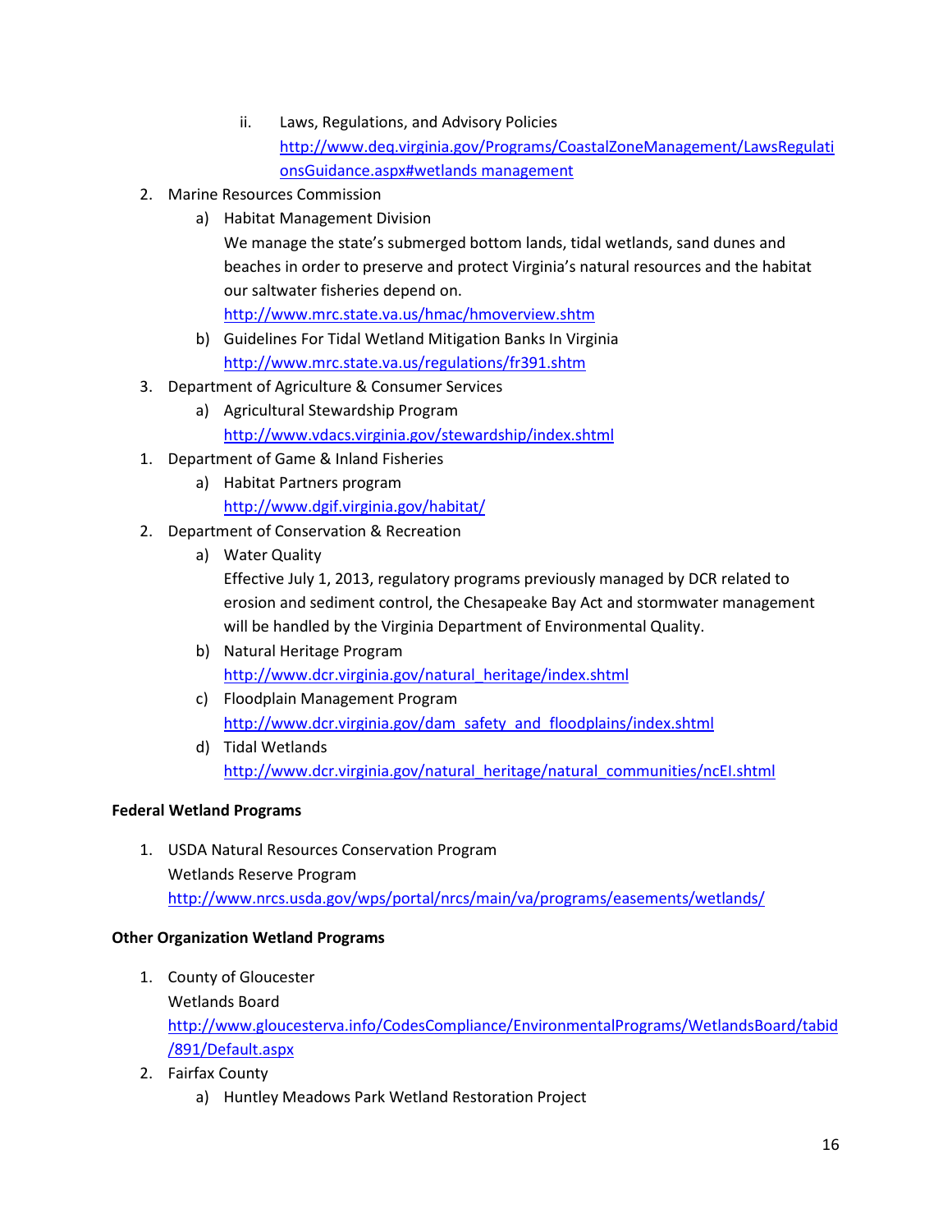ii. Laws, Regulations, and Advisory Policies
   http://www.deq.virginia.gov/Programs/CoastalZoneManagement/LawsRegulationsGuidance.aspx#wetlands management

2. Marine Resources Commission
   a) Habitat Management Division
      We manage the state's submerged bottom lands, tidal wetlands, sand dunes and beaches in order to preserve and protect Virginia's natural resources and the habitat our saltwater fisheries depend on.
      http://www.mrc.state.va.us/hmac/hmoverview.shtm
   b) Guidelines For Tidal Wetland Mitigation Banks In Virginia
      http://www.mrc.state.va.us/regulations/fr391.shtm

3. Department of Agriculture & Consumer Services
   a) Agricultural Stewardship Program
      http://www.vdacs.virginia.gov/stewardship/index.shtml

1. Department of Game & Inland Fisheries
   a) Habitat Partners program
      http://www.dgif.virginia.gov/habitat/

2. Department of Conservation & Recreation
   a) Water Quality
      Effective July 1, 2013, regulatory programs previously managed by DCR related to erosion and sediment control, the Chesapeake Bay Act and stormwater management will be handled by the Virginia Department of Environmental Quality.
   b) Natural Heritage Program
      http://www.dcr.virginia.gov/natural_heritage/index.shtml
   c) Floodplain Management Program
      http://www.dcr.virginia.gov/dam_safety_and_floodplains/index.shtml
   d) Tidal Wetlands
      http://www.dcr.virginia.gov/natural_heritage/natural_communities/ncEI.shtml

**Federal Wetland Programs**

1. USDA Natural Resources Conservation Program
   Wetlands Reserve Program
   http://www.nrcs.usda.gov/wps/portal/nrcs/main/va/programs/easements/wetlands/

**Other Organization Wetland Programs**

1. County of Gloucester
   Wetlands Board
   http://www.gloucesterva.info/CodesCompliance/EnvironmentalPrograms/WetlandsBoard/tabid/891/Default.aspx

2. Fairfax County
   a) Huntley Meadows Park Wetland Restoration Project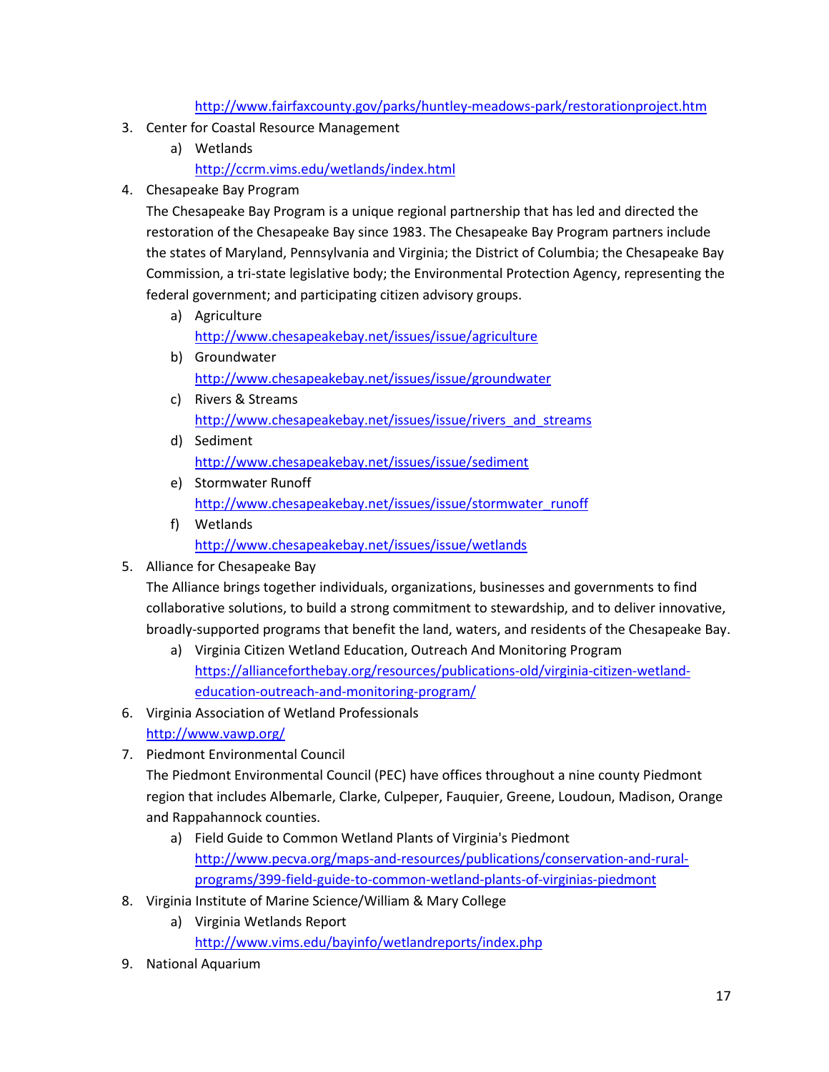http://www.fairfaxcounty.gov/parks/huntley-meadows-park/restorationproject.htm

3. Center for Coastal Resource Management
   a) Wetlands
      http://ccrm.vims.edu/wetlands/index.html
4. Chesapeake Bay Program
   The Chesapeake Bay Program is a unique regional partnership that has led and directed the restoration of the Chesapeake Bay since 1983. The Chesapeake Bay Program partners include the states of Maryland, Pennsylvania and Virginia; the District of Columbia; the Chesapeake Bay Commission, a tri-state legislative body; the Environmental Protection Agency, representing the federal government; and participating citizen advisory groups.
   a) Agriculture
      http://www.chesapeakebay.net/issues/issue/agriculture
   b) Groundwater
      http://www.chesapeakebay.net/issues/issue/groundwater
   c) Rivers & Streams
      http://www.chesapeakebay.net/issues/issue/rivers_and_streams
   d) Sediment
      http://www.chesapeakebay.net/issues/issue/sediment
   e) Stormwater Runoff
      http://www.chesapeakebay.net/issues/issue/stormwater_runoff
   f) Wetlands
      http://www.chesapeakebay.net/issues/issue/wetlands
5. Alliance for Chesapeake Bay
   The Alliance brings together individuals, organizations, businesses and governments to find collaborative solutions, to build a strong commitment to stewardship, and to deliver innovative, broadly-supported programs that benefit the land, waters, and residents of the Chesapeake Bay.
   a) Virginia Citizen Wetland Education, Outreach And Monitoring Program
      https://allianceforthebay.org/resources/publications-old/virginia-citizen-wetland-education-outreach-and-monitoring-program/
6. Virginia Association of Wetland Professionals
   http://www.vawp.org/
7. Piedmont Environmental Council
   The Piedmont Environmental Council (PEC) have offices throughout a nine county Piedmont region that includes Albemarle, Clarke, Culpeper, Fauquier, Greene, Loudoun, Madison, Orange and Rappahannock counties.
   a) Field Guide to Common Wetland Plants of Virginia's Piedmont
      http://www.pecva.org/maps-and-resources/publications/conservation-and-rural-programs/399-field-guide-to-common-wetland-plants-of-virginias-piedmont
8. Virginia Institute of Marine Science/William & Mary College
   a) Virginia Wetlands Report
      http://www.vims.edu/bayinfo/wetlandreports/index.php
9. National Aquarium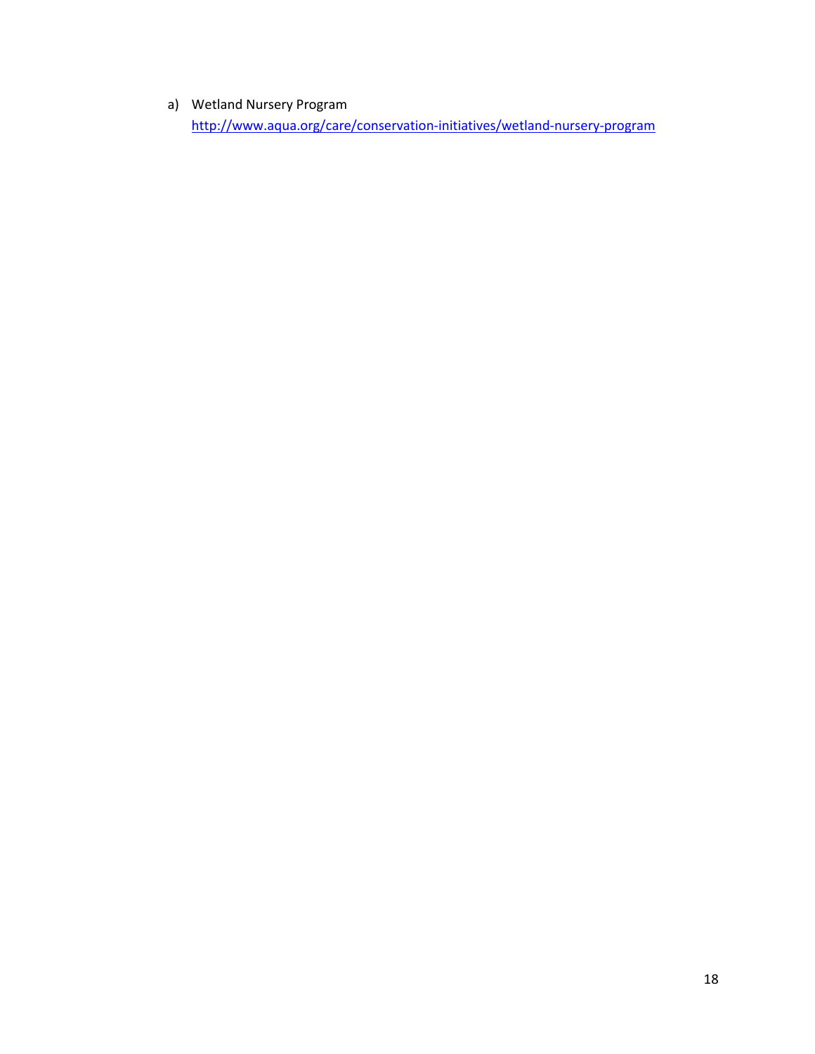a) Wetland Nursery Program
   http://www.aqua.org/care/conservation-initiatives/wetland-nursery-program